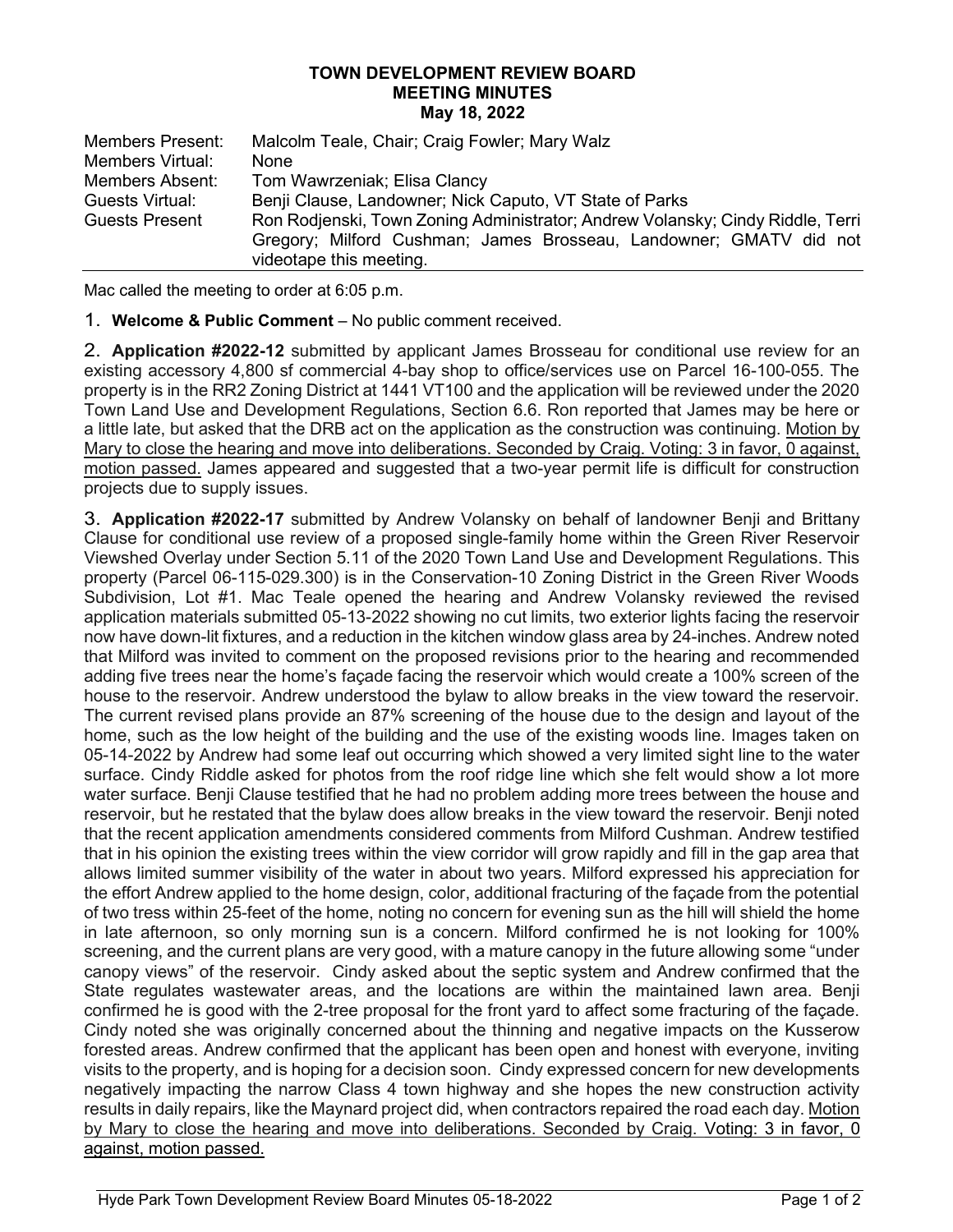**TOWN DEVELOPMENT REVIEW BOARD**
**MEETING MINUTES**
**May 18, 2022**

| | |
|---|---|
| Members Present: | Malcolm Teale, Chair; Craig Fowler; Mary Walz |
| Members Virtual: | None |
| Members Absent: | Tom Wawrzeniak; Elisa Clancy |
| Guests Virtual: | Benji Clause, Landowner; Nick Caputo, VT State of Parks |
| Guests Present | Ron Rodjenski, Town Zoning Administrator; Andrew Volansky; Cindy Riddle, Terri Gregory; Milford Cushman; James Brosseau, Landowner; GMATV did not videotape this meeting. |

Mac called the meeting to order at 6:05 p.m.

1. **Welcome & Public Comment** – No public comment received.

2. **Application #2022-12** submitted by applicant James Brosseau for conditional use review for an existing accessory 4,800 sf commercial 4-bay shop to office/services use on Parcel 16-100-055. The property is in the RR2 Zoning District at 1441 VT100 and the application will be reviewed under the 2020 Town Land Use and Development Regulations, Section 6.6. Ron reported that James may be here or a little late, but asked that the DRB act on the application as the construction was continuing. <u>Motion by Mary to close the hearing and move into deliberations. Seconded by Craig. Voting: 3 in favor, 0 against, motion passed.</u> James appeared and suggested that a two-year permit life is difficult for construction projects due to supply issues.

3. **Application #2022-17** submitted by Andrew Volansky on behalf of landowner Benji and Brittany Clause for conditional use review of a proposed single-family home within the Green River Reservoir Viewshed Overlay under Section 5.11 of the 2020 Town Land Use and Development Regulations. This property (Parcel 06-115-029.300) is in the Conservation-10 Zoning District in the Green River Woods Subdivision, Lot #1. Mac Teale opened the hearing and Andrew Volansky reviewed the revised application materials submitted 05-13-2022 showing no cut limits, two exterior lights facing the reservoir now have down-lit fixtures, and a reduction in the kitchen window glass area by 24-inches. Andrew noted that Milford was invited to comment on the proposed revisions prior to the hearing and recommended adding five trees near the home's façade facing the reservoir which would create a 100% screen of the house to the reservoir. Andrew understood the bylaw to allow breaks in the view toward the reservoir. The current revised plans provide an 87% screening of the house due to the design and layout of the home, such as the low height of the building and the use of the existing woods line. Images taken on 05-14-2022 by Andrew had some leaf out occurring which showed a very limited sight line to the water surface. Cindy Riddle asked for photos from the roof ridge line which she felt would show a lot more water surface. Benji Clause testified that he had no problem adding more trees between the house and reservoir, but he restated that the bylaw does allow breaks in the view toward the reservoir. Benji noted that the recent application amendments considered comments from Milford Cushman. Andrew testified that in his opinion the existing trees within the view corridor will grow rapidly and fill in the gap area that allows limited summer visibility of the water in about two years. Milford expressed his appreciation for the effort Andrew applied to the home design, color, additional fracturing of the façade from the potential of two tress within 25-feet of the home, noting no concern for evening sun as the hill will shield the home in late afternoon, so only morning sun is a concern. Milford confirmed he is not looking for 100% screening, and the current plans are very good, with a mature canopy in the future allowing some "under canopy views" of the reservoir. Cindy asked about the septic system and Andrew confirmed that the State regulates wastewater areas, and the locations are within the maintained lawn area. Benji confirmed he is good with the 2-tree proposal for the front yard to affect some fracturing of the façade. Cindy noted she was originally concerned about the thinning and negative impacts on the Kusserow forested areas. Andrew confirmed that the applicant has been open and honest with everyone, inviting visits to the property, and is hoping for a decision soon. Cindy expressed concern for new developments negatively impacting the narrow Class 4 town highway and she hopes the new construction activity results in daily repairs, like the Maynard project did, when contractors repaired the road each day. <u>Motion by Mary to close the hearing and move into deliberations. Seconded by Craig. Voting: 3 in favor, 0 against, motion passed.</u>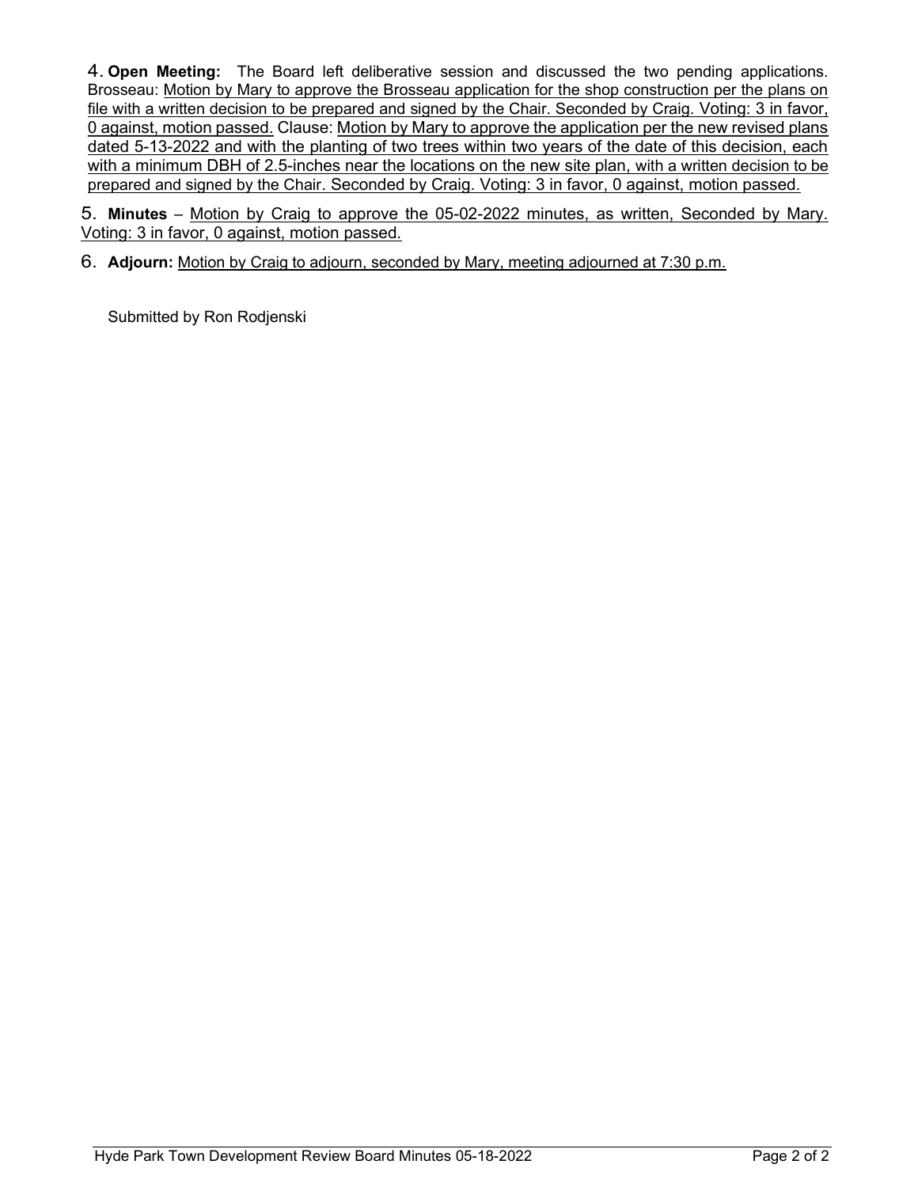4. **Open Meeting:** The Board left deliberative session and discussed the two pending applications. Brosseau: Motion by Mary to approve the Brosseau application for the shop construction per the plans on file with a written decision to be prepared and signed by the Chair. Seconded by Craig. Voting: 3 in favor, 0 against, motion passed. Clause: Motion by Mary to approve the application per the new revised plans dated 5-13-2022 and with the planting of two trees within two years of the date of this decision, each with a minimum DBH of 2.5-inches near the locations on the new site plan, with a written decision to be prepared and signed by the Chair. Seconded by Craig. Voting: 3 in favor, 0 against, motion passed.

5. **Minutes** – Motion by Craig to approve the 05-02-2022 minutes, as written, Seconded by Mary. Voting: 3 in favor, 0 against, motion passed.

6. **Adjourn:** Motion by Craig to adjourn, seconded by Mary, meeting adjourned at 7:30 p.m.

Submitted by Ron Rodjenski